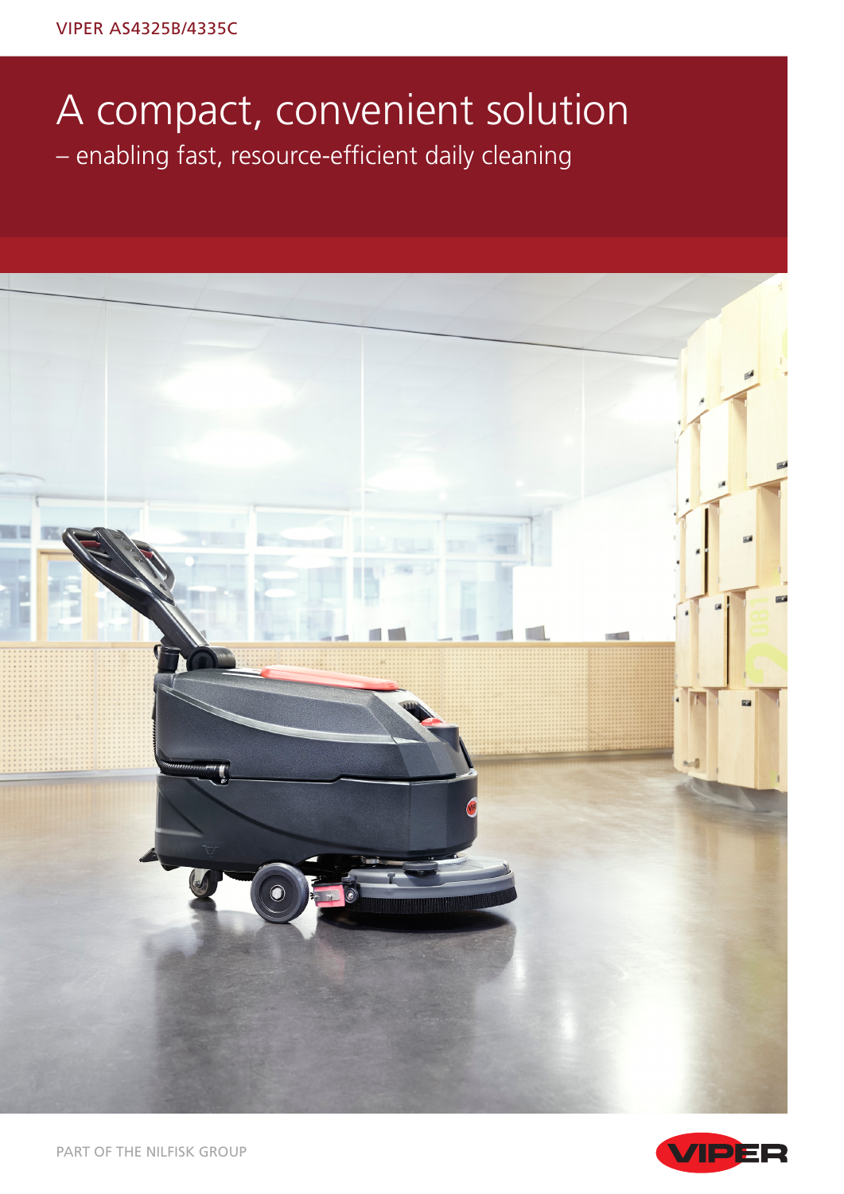VIPER AS4325B/4335C

# A compact, convenient solution

– enabling fast, resource-efficient daily cleaning

PART OF THE NILFISK GROUP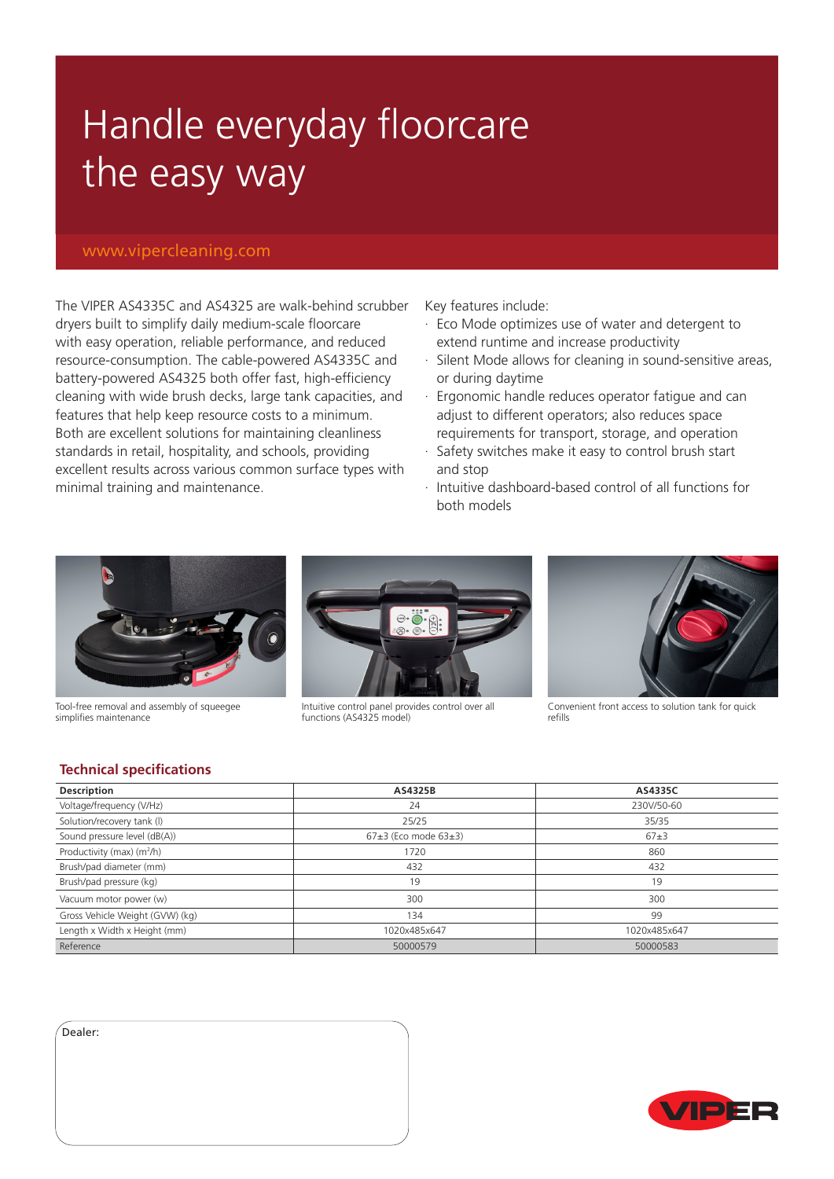# Handle everyday floorcare the easy way

www.vipercleaning.com

The VIPER AS4335C and AS4325 are walk-behind scrubber dryers built to simplify daily medium-scale floorcare with easy operation, reliable performance, and reduced resource-consumption. The cable-powered AS4335C and battery-powered AS4325 both offer fast, high-efficiency cleaning with wide brush decks, large tank capacities, and features that help keep resource costs to a minimum. Both are excellent solutions for maintaining cleanliness standards in retail, hospitality, and schools, providing excellent results across various common surface types with minimal training and maintenance.

Key features include:

- Eco Mode optimizes use of water and detergent to extend runtime and increase productivity
- Silent Mode allows for cleaning in sound-sensitive areas, or during daytime
- Ergonomic handle reduces operator fatigue and can adjust to different operators; also reduces space requirements for transport, storage, and operation
- Safety switches make it easy to control brush start and stop
- Intuitive dashboard-based control of all functions for both models

Tool-free removal and assembly of squeegee simplifies maintenance

Intuitive control panel provides control over all functions (AS4325 model)

Convenient front access to solution tank for quick refills

## Technical specifications

| Description | AS4325B | AS4335C |
|---|---|---|
| Voltage/frequency (V/Hz) | 24 | 230V/50-60 |
| Solution/recovery tank (l) | 25/25 | 35/35 |
| Sound pressure level (dB(A)) | 67±3 (Eco mode 63±3) | 67±3 |
| Productivity (max) ($m^2$/h) | 1720 | 860 |
| Brush/pad diameter (mm) | 432 | 432 |
| Brush/pad pressure (kg) | 19 | 19 |
| Vacuum motor power (w) | 300 | 300 |
| Gross Vehicle Weight (GVW) (kg) | 134 | 99 |
| Length x Width x Height (mm) | 1020x485x647 | 1020x485x647 |
| Reference | 50000579 | 50000583 |

Dealer:

VIPER